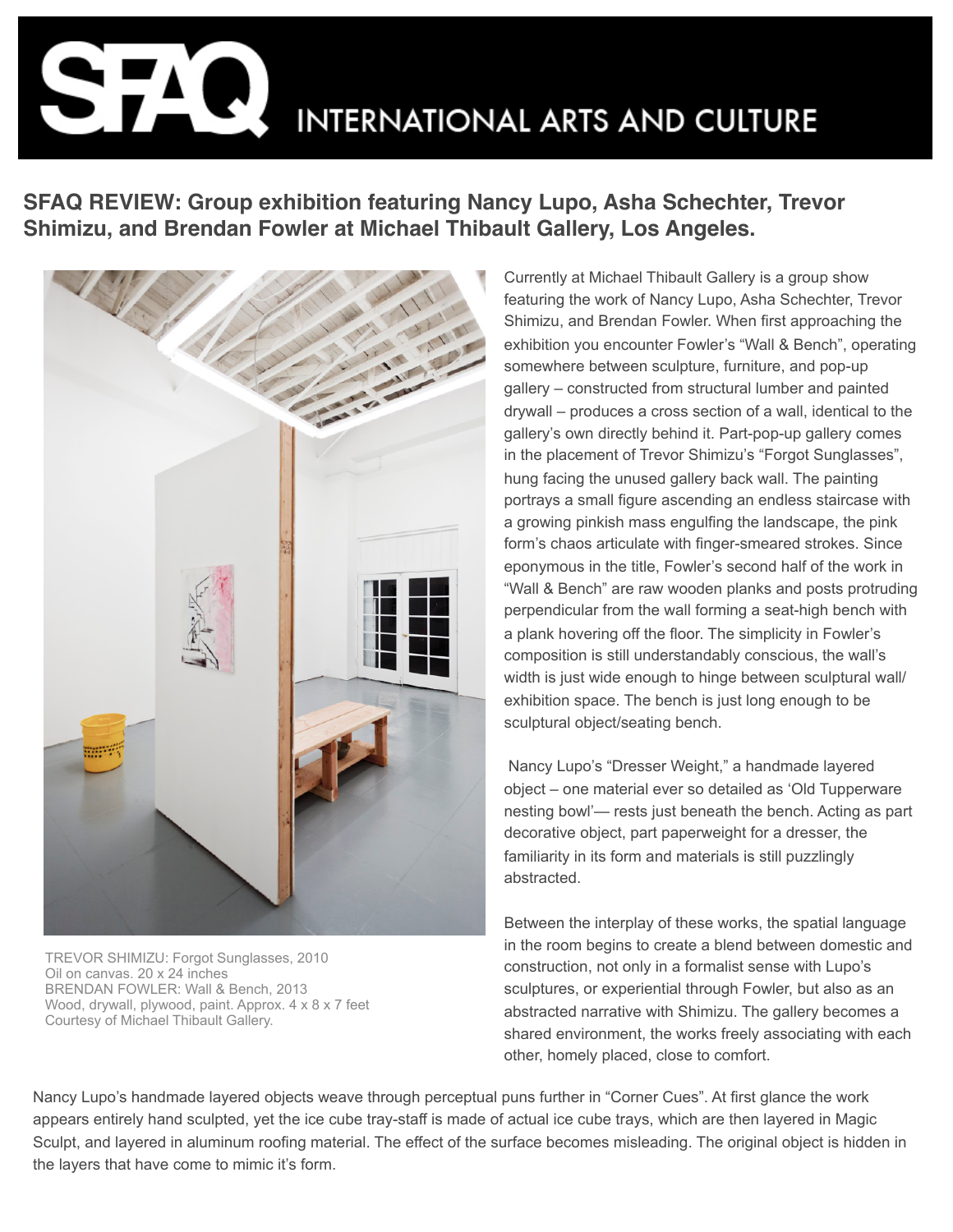SFAQ INTERNATIONAL ARTS AND CULTURE

## SFAQ REVIEW: Group exhibition featuring Nancy Lupo, Asha Schechter, Trevor Shimizu, and Brendan Fowler at Michael Thibault Gallery, Los Angeles.

TREVOR SHIMIZU: Forgot Sunglasses, 2010
Oil on canvas. 20 x 24 inches
BRENDAN FOWLER: Wall & Bench, 2013
Wood, drywall, plywood, paint. Approx. 4 x 8 x 7 feet
Courtesy of Michael Thibault Gallery.

Currently at Michael Thibault Gallery is a group show featuring the work of Nancy Lupo, Asha Schechter, Trevor Shimizu, and Brendan Fowler. When first approaching the exhibition you encounter Fowler's "Wall & Bench", operating somewhere between sculpture, furniture, and pop-up gallery – constructed from structural lumber and painted drywall – produces a cross section of a wall, identical to the gallery's own directly behind it. Part-pop-up gallery comes in the placement of Trevor Shimizu's "Forgot Sunglasses", hung facing the unused gallery back wall. The painting portrays a small figure ascending an endless staircase with a growing pinkish mass engulfing the landscape, the pink form's chaos articulate with finger-smeared strokes. Since eponymous in the title, Fowler's second half of the work in "Wall & Bench" are raw wooden planks and posts protruding perpendicular from the wall forming a seat-high bench with a plank hovering off the floor. The simplicity in Fowler's composition is still understandably conscious, the wall's width is just wide enough to hinge between sculptural wall/ exhibition space. The bench is just long enough to be sculptural object/seating bench.

Nancy Lupo's "Dresser Weight," a handmade layered object – one material ever so detailed as 'Old Tupperware nesting bowl'— rests just beneath the bench. Acting as part decorative object, part paperweight for a dresser, the familiarity in its form and materials is still puzzlingly abstracted.

Between the interplay of these works, the spatial language in the room begins to create a blend between domestic and construction, not only in a formalist sense with Lupo's sculptures, or experiential through Fowler, but also as an abstracted narrative with Shimizu. The gallery becomes a shared environment, the works freely associating with each other, homely placed, close to comfort.

Nancy Lupo's handmade layered objects weave through perceptual puns further in "Corner Cues". At first glance the work appears entirely hand sculpted, yet the ice cube tray-staff is made of actual ice cube trays, which are then layered in Magic Sculpt, and layered in aluminum roofing material. The effect of the surface becomes misleading. The original object is hidden in the layers that have come to mimic it's form.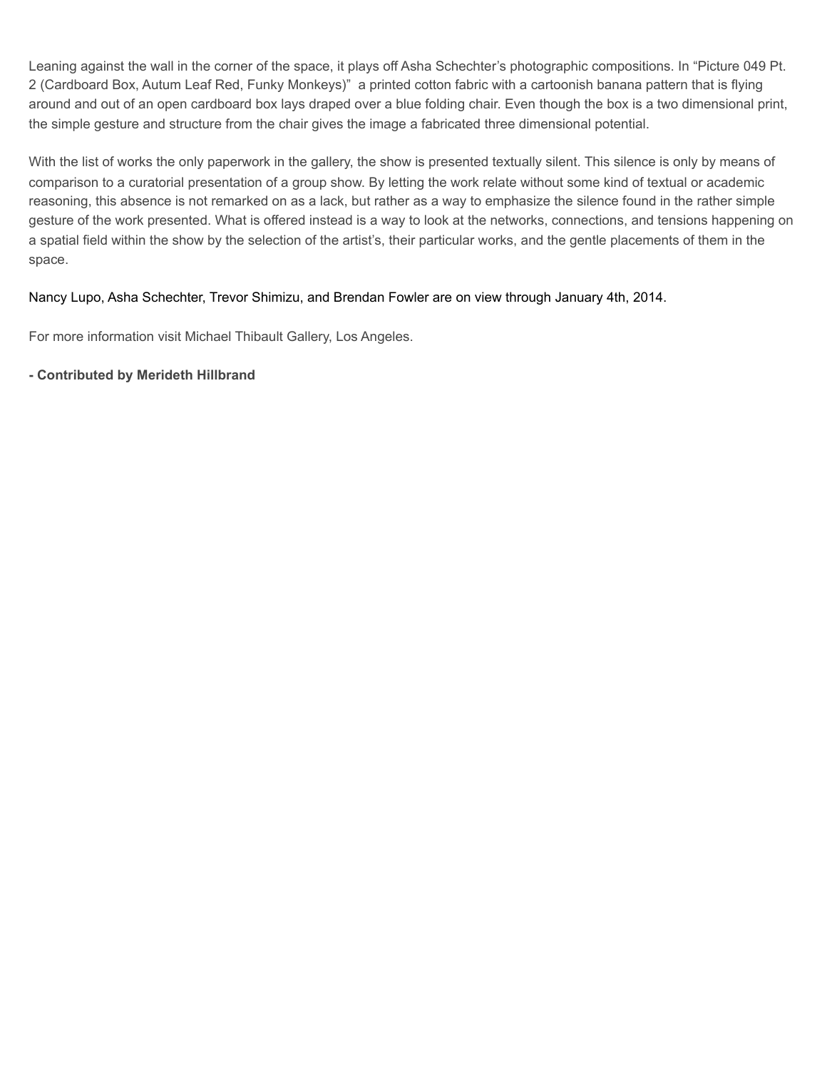Leaning against the wall in the corner of the space, it plays off Asha Schechter's photographic compositions. In "Picture 049 Pt. 2 (Cardboard Box, Autum Leaf Red, Funky Monkeys)" a printed cotton fabric with a cartoonish banana pattern that is flying around and out of an open cardboard box lays draped over a blue folding chair. Even though the box is a two dimensional print, the simple gesture and structure from the chair gives the image a fabricated three dimensional potential.

With the list of works the only paperwork in the gallery, the show is presented textually silent. This silence is only by means of comparison to a curatorial presentation of a group show. By letting the work relate without some kind of textual or academic reasoning, this absence is not remarked on as a lack, but rather as a way to emphasize the silence found in the rather simple gesture of the work presented. What is offered instead is a way to look at the networks, connections, and tensions happening on a spatial field within the show by the selection of the artist's, their particular works, and the gentle placements of them in the space.

Nancy Lupo, Asha Schechter, Trevor Shimizu, and Brendan Fowler are on view through January 4th, 2014.

For more information visit Michael Thibault Gallery, Los Angeles.

**- Contributed by Merideth Hillbrand**